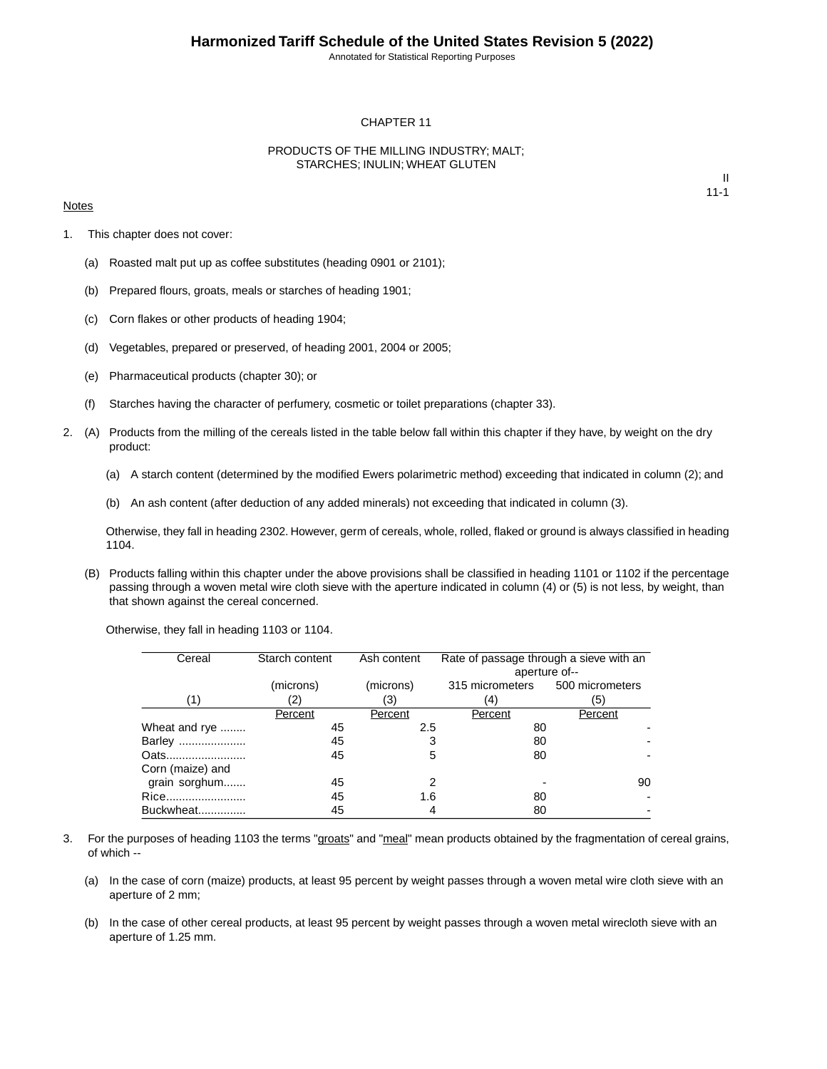CHAPTER 11

PRODUCTS OF THE MILLING INDUSTRY; MALT;
STARCHES; INULIN; WHEAT GLUTEN

II
11-1

Notes

1. This chapter does not cover:

   (a) Roasted malt put up as coffee substitutes (heading 0901 or 2101);

   (b) Prepared flours, groats, meals or starches of heading 1901;

   (c) Corn flakes or other products of heading 1904;

   (d) Vegetables, prepared or preserved, of heading 2001, 2004 or 2005;

   (e) Pharmaceutical products (chapter 30); or

   (f) Starches having the character of perfumery, cosmetic or toilet preparations (chapter 33).

2. (A) Products from the milling of the cereals listed in the table below fall within this chapter if they have, by weight on the dry product:

   (a) A starch content (determined by the modified Ewers polarimetric method) exceeding that indicated in column (2); and

   (b) An ash content (after deduction of any added minerals) not exceeding that indicated in column (3).

   Otherwise, they fall in heading 2302. However, germ of cereals, whole, rolled, flaked or ground is always classified in heading 1104.

   (B) Products falling within this chapter under the above provisions shall be classified in heading 1101 or 1102 if the percentage passing through a woven metal wire cloth sieve with the aperture indicated in column (4) or (5) is not less, by weight, than that shown against the cereal concerned.

   Otherwise, they fall in heading 1103 or 1104.

| Cereal | Starch content | Ash content | Rate of passage through a sieve with an aperture of-- | |
|---|---|---|---|---|
| | (microns) | (microns) | 315 micrometers | 500 micrometers |
| (1) | (2) | (3) | (4) | (5) |
| | Percent | Percent | Percent | Percent |
| Wheat and rye ........ | 45 | 2.5 | 80 | - |
| Barley ..................... | 45 | 3 | 80 | - |
| Oats......................... | 45 | 5 | 80 | - |
| Corn (maize) and grain sorghum....... | 45 | 2 | - | 90 |
| Rice......................... | 45 | 1.6 | 80 | - |
| Buckwheat.............. | 45 | 4 | 80 | - |

3. For the purposes of heading 1103 the terms "groats" and "meal" mean products obtained by the fragmentation of cereal grains, of which --

   (a) In the case of corn (maize) products, at least 95 percent by weight passes through a woven metal wire cloth sieve with an aperture of 2 mm;

   (b) In the case of other cereal products, at least 95 percent by weight passes through a woven metal wirecloth sieve with an aperture of 1.25 mm.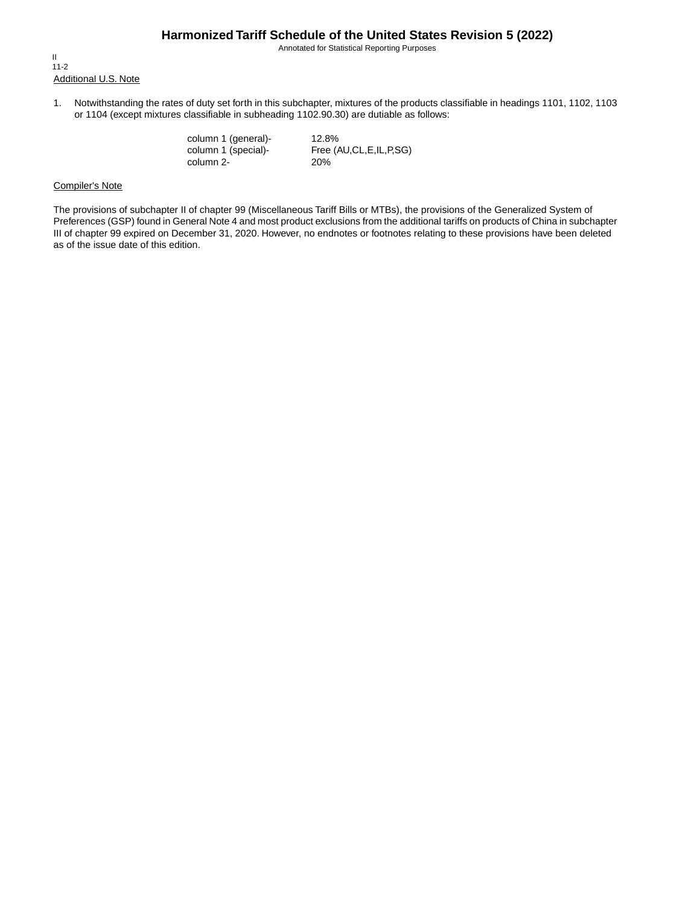Additional U.S. Note

1. Notwithstanding the rates of duty set forth in this subchapter, mixtures of the products classifiable in headings 1101, 1102, 1103 or 1104 (except mixtures classifiable in subheading 1102.90.30) are dutiable as follows:

| | |
|---|---|
| column 1 (general)- | 12.8% |
| column 1 (special)- | Free (AU,CL,E,IL,P,SG) |
| column 2- | 20% |

Compiler's Note

The provisions of subchapter II of chapter 99 (Miscellaneous Tariff Bills or MTBs), the provisions of the Generalized System of Preferences (GSP) found in General Note 4 and most product exclusions from the additional tariffs on products of China in subchapter III of chapter 99 expired on December 31, 2020. However, no endnotes or footnotes relating to these provisions have been deleted as of the issue date of this edition.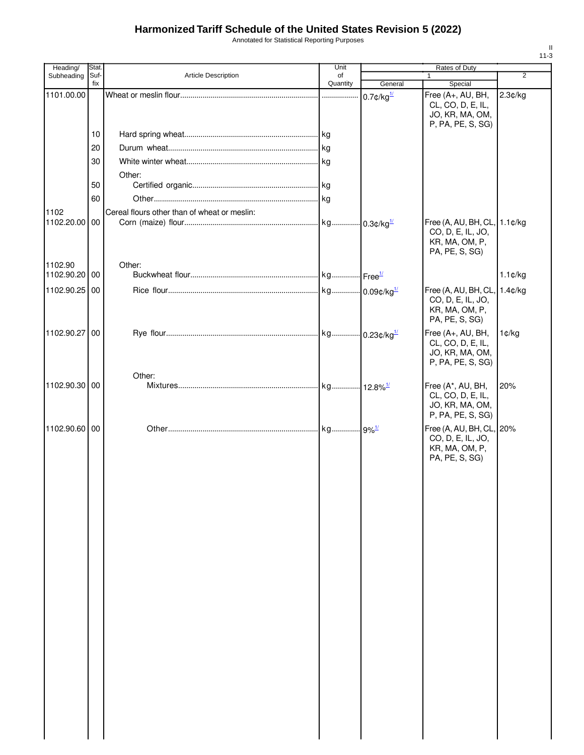# Harmonized Tariff Schedule of the United States Revision 5 (2022)

Annotated for Statistical Reporting Purposes

| Heading/ Subheading | Stat. Suf- fix | Article Description | Unit of Quantity | Rates of Duty 1 General | Special | 2 |
|---|---|---|---|---|---|---|
| 1101.00.00 | | Wheat or meslin flour | | 0.7¢/kg[1/] | Free (A+, AU, BH, CL, CO, D, E, IL, JO, KR, MA, OM, P, PA, PE, S, SG) | 2.3¢/kg |
| | 10 | Hard spring wheat | kg | | | |
| | 20 | Durum wheat | kg | | | |
| | 30 | White winter wheat | kg | | | |
| | | Other: | | | | |
| | 50 | Certified organic | kg | | | |
| | 60 | Other | kg | | | |
| 1102 | | Cereal flours other than of wheat or meslin: | | | | |
| 1102.20.00 | 00 | Corn (maize) flour | kg | 0.3¢/kg[1/] | Free (A, AU, BH, CL, CO, D, E, IL, JO, KR, MA, OM, P, PA, PE, S, SG) | 1.1¢/kg |
| 1102.90 | | Other: | | | | |
| 1102.90.20 | 00 | Buckwheat flour | kg | Free[1/] | | 1.1¢/kg |
| 1102.90.25 | 00 | Rice flour | kg | 0.09¢/kg[1/] | Free (A, AU, BH, CL, CO, D, E, IL, JO, KR, MA, OM, P, PA, PE, S, SG) | 1.4¢/kg |
| 1102.90.27 | 00 | Rye flour | kg | 0.23¢/kg[1/] | Free (A+, AU, BH, CL, CO, D, E, IL, JO, KR, MA, OM, P, PA, PE, S, SG) | 1¢/kg |
| | | Other: | | | | |
| 1102.90.30 | 00 | Mixtures | kg | 12.8%[1/] | Free (A*, AU, BH, CL, CO, D, E, IL, JO, KR, MA, OM, P, PA, PE, S, SG) | 20% |
| 1102.90.60 | 00 | Other | kg | 9%[1/] | Free (A, AU, BH, CL, CO, D, E, IL, JO, KR, MA, OM, P, PA, PE, S, SG) | 20% |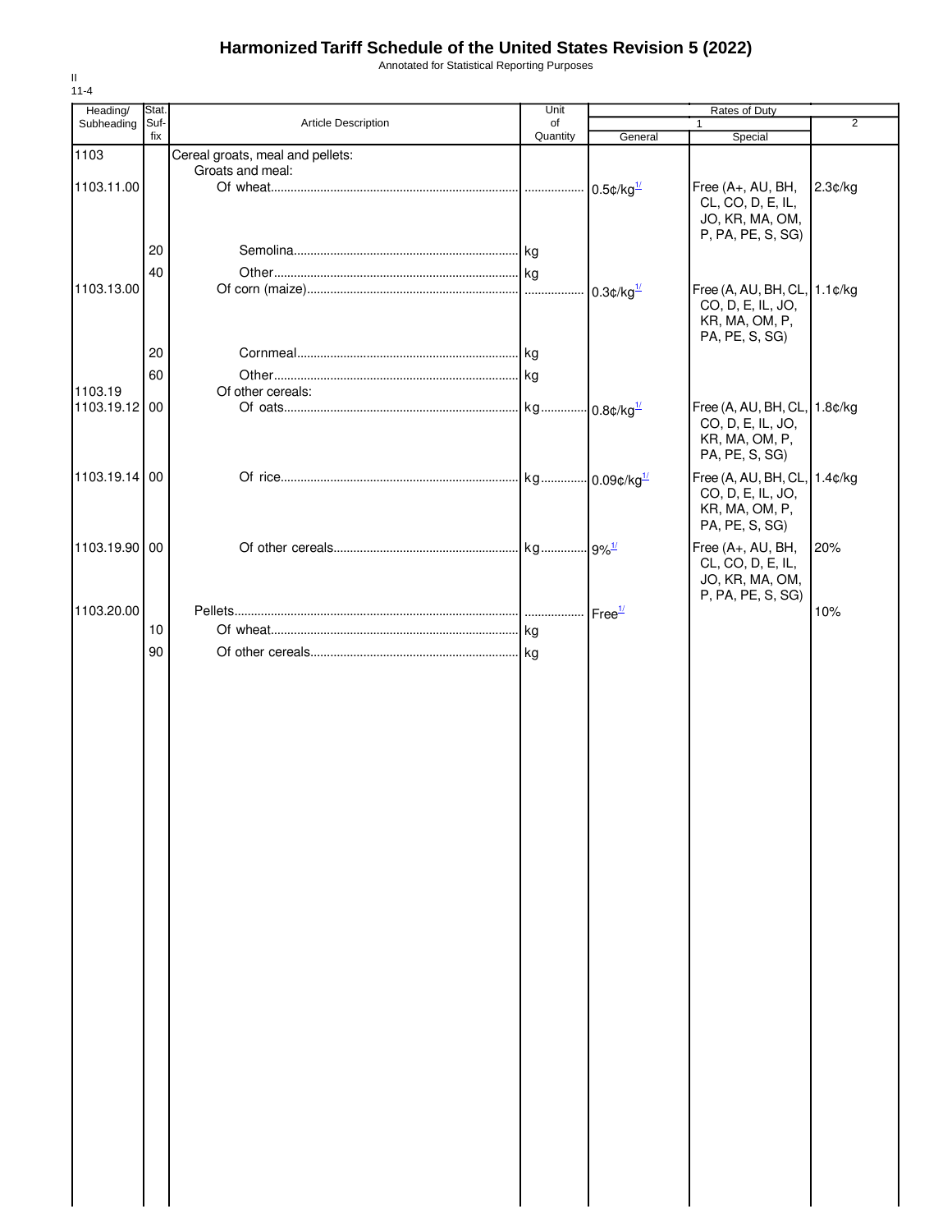# Harmonized Tariff Schedule of the United States Revision 5 (2022)

Annotated for Statistical Reporting Purposes

II
11-4

| Heading/ Subheading | Stat. Suf- fix | Article Description | Unit of Quantity | Rates of Duty 1 General | Special | 2 |
|---|---|---|---|---|---|---|
| 1103 | | Cereal groats, meal and pellets: | | | | |
| | | Groats and meal: | | | | |
| 1103.11.00 | | Of wheat | | 0.5¢/kg[1/] | Free (A+, AU, BH, CL, CO, D, E, IL, JO, KR, MA, OM, P, PA, PE, S, SG) | 2.3¢/kg |
| | 20 | Semolina | kg | | | |
| | 40 | Other | kg | | | |
| 1103.13.00 | | Of corn (maize) | | 0.3¢/kg[1/] | Free (A, AU, BH, CL, CO, D, E, IL, JO, KR, MA, OM, P, PA, PE, S, SG) | 1.1¢/kg |
| | 20 | Cornmeal | kg | | | |
| | 60 | Other | kg | | | |
| 1103.19 | | Of other cereals: | | | | |
| 1103.19.12 | 00 | Of oats | kg | 0.8¢/kg[1/] | Free (A, AU, BH, CL, CO, D, E, IL, JO, KR, MA, OM, P, PA, PE, S, SG) | 1.8¢/kg |
| 1103.19.14 | 00 | Of rice | kg | 0.09¢/kg[1/] | Free (A, AU, BH, CL, CO, D, E, IL, JO, KR, MA, OM, P, PA, PE, S, SG) | 1.4¢/kg |
| 1103.19.90 | 00 | Of other cereals | kg | 9%[1/] | Free (A+, AU, BH, CL, CO, D, E, IL, JO, KR, MA, OM, P, PA, PE, S, SG) | 20% |
| 1103.20.00 | | Pellets | | Free[1/] | | 10% |
| | 10 | Of wheat | kg | | | |
| | 90 | Of other cereals | kg | | | |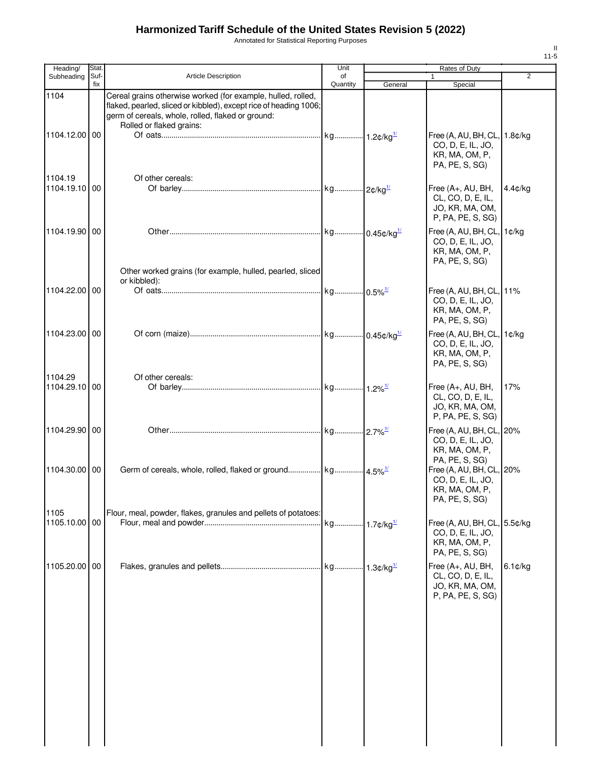# Harmonized Tariff Schedule of the United States Revision 5 (2022)

Annotated for Statistical Reporting Purposes

| Heading/ Subheading | Stat. Suf- fix | Article Description | Unit of Quantity | Rates of Duty 1 General | Special | 2 |
|---|---|---|---|---|---|---|
| 1104 | | Cereal grains otherwise worked (for example, hulled, rolled, flaked, pearled, sliced or kibbled), except rice of heading 1006; germ of cereals, whole, rolled, flaked or ground: | | | | |
| | | Rolled or flaked grains: | | | | |
| 1104.12.00 | 00 | Of oats | kg | 1.2¢/kg[1/] | Free (A, AU, BH, CL, CO, D, E, IL, JO, KR, MA, OM, P, PA, PE, S, SG) | 1.8¢/kg |
| 1104.19 | | Of other cereals: | | | | |
| 1104.19.10 | 00 | Of barley | kg | 2¢/kg[1/] | Free (A+, AU, BH, CL, CO, D, E, IL, JO, KR, MA, OM, P, PA, PE, S, SG) | 4.4¢/kg |
| 1104.19.90 | 00 | Other | kg | 0.45¢/kg[1/] | Free (A, AU, BH, CL, CO, D, E, IL, JO, KR, MA, OM, P, PA, PE, S, SG) | 1¢/kg |
| | | Other worked grains (for example, hulled, pearled, sliced or kibbled): | | | | |
| 1104.22.00 | 00 | Of oats | kg | 0.5%[1/] | Free (A, AU, BH, CL, CO, D, E, IL, JO, KR, MA, OM, P, PA, PE, S, SG) | 11% |
| 1104.23.00 | 00 | Of corn (maize) | kg | 0.45¢/kg[1/] | Free (A, AU, BH, CL, CO, D, E, IL, JO, KR, MA, OM, P, PA, PE, S, SG) | 1¢/kg |
| 1104.29 | | Of other cereals: | | | | |
| 1104.29.10 | 00 | Of barley | kg | 1.2%[1/] | Free (A+, AU, BH, CL, CO, D, E, IL, JO, KR, MA, OM, P, PA, PE, S, SG) | 17% |
| 1104.29.90 | 00 | Other | kg | 2.7%[1/] | Free (A, AU, BH, CL, CO, D, E, IL, JO, KR, MA, OM, P, PA, PE, S, SG) | 20% |
| 1104.30.00 | 00 | Germ of cereals, whole, rolled, flaked or ground | kg | 4.5%[1/] | Free (A, AU, BH, CL, CO, D, E, IL, JO, KR, MA, OM, P, PA, PE, S, SG) | 20% |
| 1105 | | Flour, meal, powder, flakes, granules and pellets of potatoes: | | | | |
| 1105.10.00 | 00 | Flour, meal and powder | kg | 1.7¢/kg[1/] | Free (A, AU, BH, CL, CO, D, E, IL, JO, KR, MA, OM, P, PA, PE, S, SG) | 5.5¢/kg |
| 1105.20.00 | 00 | Flakes, granules and pellets | kg | 1.3¢/kg[1/] | Free (A+, AU, BH, CL, CO, D, E, IL, JO, KR, MA, OM, P, PA, PE, S, SG) | 6.1¢/kg |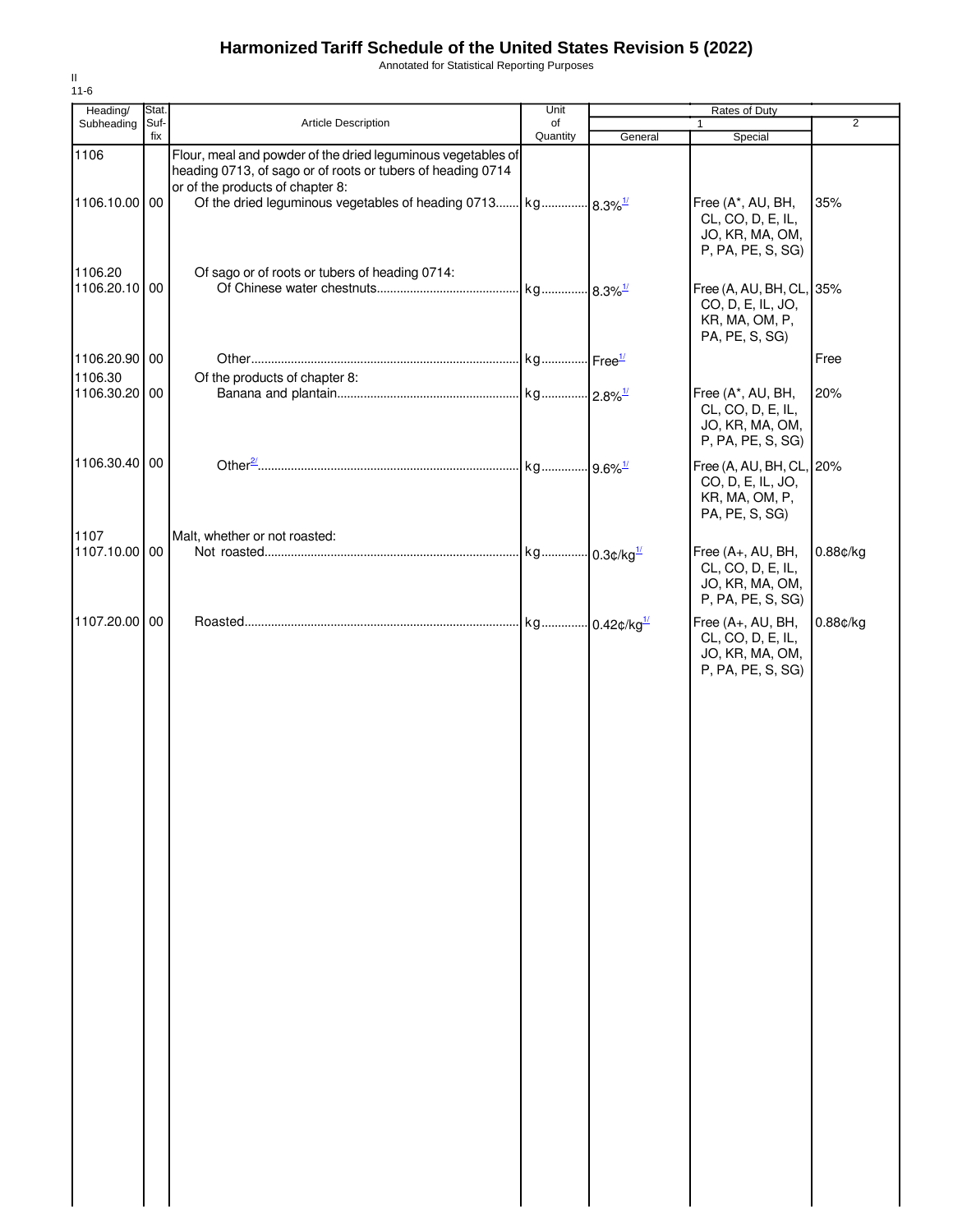# Harmonized Tariff Schedule of the United States Revision 5 (2022)

Annotated for Statistical Reporting Purposes

II
11-6

| Heading/ Subheading | Stat. Suf- fix | Article Description | Unit of Quantity | Rates of Duty | | |
|---|---|---|---|---|---|---|
| | | | | 1 | | 2 |
| | | | | General | Special | |
| 1106 | | Flour, meal and powder of the dried leguminous vegetables of heading 0713, of sago or of roots or tubers of heading 0714 or of the products of chapter 8: | | | | |
| 1106.10.00 | 00 | Of the dried leguminous vegetables of heading 0713 | kg | 8.3%[1/] | Free (A*, AU, BH, CL, CO, D, E, IL, JO, KR, MA, OM, P, PA, PE, S, SG) | 35% |
| 1106.20 | | Of sago or of roots or tubers of heading 0714: | | | | |
| 1106.20.10 | 00 | Of Chinese water chestnuts | kg | 8.3%[1/] | Free (A, AU, BH, CL, CO, D, E, IL, JO, KR, MA, OM, P, PA, PE, S, SG) | 35% |
| 1106.20.90 | 00 | Other | kg | Free[1/] | | Free |
| 1106.30 | | Of the products of chapter 8: | | | | |
| 1106.30.20 | 00 | Banana and plantain | kg | 2.8%[1/] | Free (A*, AU, BH, CL, CO, D, E, IL, JO, KR, MA, OM, P, PA, PE, S, SG) | 20% |
| 1106.30.40 | 00 | Other[2/] | kg | 9.6%[1/] | Free (A, AU, BH, CL, CO, D, E, IL, JO, KR, MA, OM, P, PA, PE, S, SG) | 20% |
| 1107 | | Malt, whether or not roasted: | | | | |
| 1107.10.00 | 00 | Not roasted | kg | 0.3¢/kg[1/] | Free (A+, AU, BH, CL, CO, D, E, IL, JO, KR, MA, OM, P, PA, PE, S, SG) | 0.88¢/kg |
| 1107.20.00 | 00 | Roasted | kg | 0.42¢/kg[1/] | Free (A+, AU, BH, CL, CO, D, E, IL, JO, KR, MA, OM, P, PA, PE, S, SG) | 0.88¢/kg |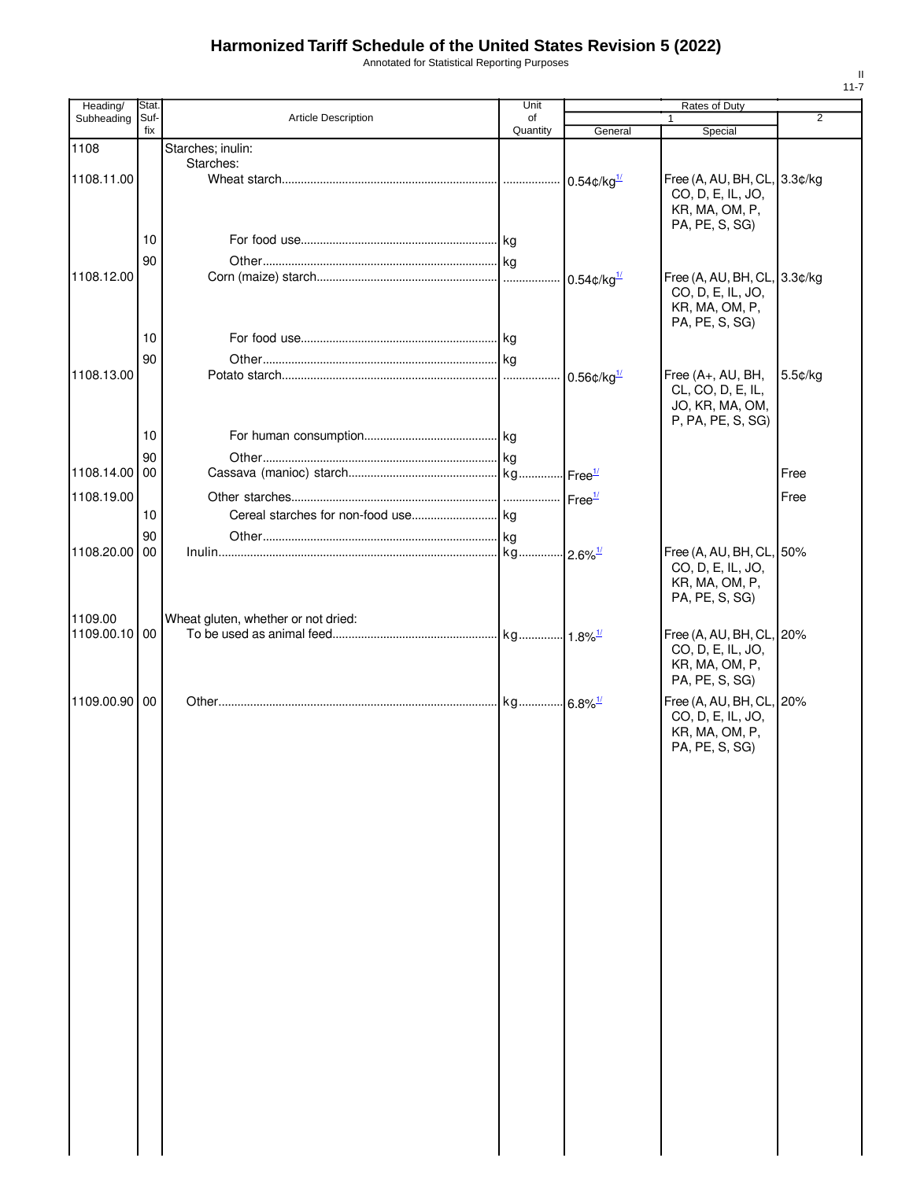# Harmonized Tariff Schedule of the United States Revision 5 (2022)

Annotated for Statistical Reporting Purposes

II
11-7

| Heading/ Subheading | Stat. Suf-fix | Article Description | Unit of Quantity | Rates of Duty 1 General | Rates of Duty 1 Special | Rates of Duty 2 |
|---|---|---|---|---|---|---|
| 1108 | | Starches; inulin: | | | | |
| | | Starches: | | | | |
| 1108.11.00 | | Wheat starch | | 0.54¢/kg[1/] | Free (A, AU, BH, CL, CO, D, E, IL, JO, KR, MA, OM, P, PA, PE, S, SG) | 3.3¢/kg |
| | 10 | For food use | kg | | | |
| | 90 | Other | kg | | | |
| 1108.12.00 | | Corn (maize) starch | | 0.54¢/kg[1/] | Free (A, AU, BH, CL, CO, D, E, IL, JO, KR, MA, OM, P, PA, PE, S, SG) | 3.3¢/kg |
| | 10 | For food use | kg | | | |
| | 90 | Other | kg | | | |
| 1108.13.00 | | Potato starch | | 0.56¢/kg[1/] | Free (A+, AU, BH, CL, CO, D, E, IL, JO, KR, MA, OM, P, PA, PE, S, SG) | 5.5¢/kg |
| | 10 | For human consumption | kg | | | |
| | 90 | Other | kg | | | |
| 1108.14.00 | 00 | Cassava (manioc) starch | kg | Free[1/] | | Free |
| 1108.19.00 | | Other starches | | Free[1/] | | Free |
| | 10 | Cereal starches for non-food use | kg | | | |
| | 90 | Other | kg | | | |
| 1108.20.00 | 00 | Inulin | kg | 2.6%[1/] | Free (A, AU, BH, CL, CO, D, E, IL, JO, KR, MA, OM, P, PA, PE, S, SG) | 50% |
| 1109.00 | | Wheat gluten, whether or not dried: | | | | |
| 1109.00.10 | 00 | To be used as animal feed | kg | 1.8%[1/] | Free (A, AU, BH, CL, CO, D, E, IL, JO, KR, MA, OM, P, PA, PE, S, SG) | 20% |
| 1109.00.90 | 00 | Other | kg | 6.8%[1/] | Free (A, AU, BH, CL, CO, D, E, IL, JO, KR, MA, OM, P, PA, PE, S, SG) | 20% |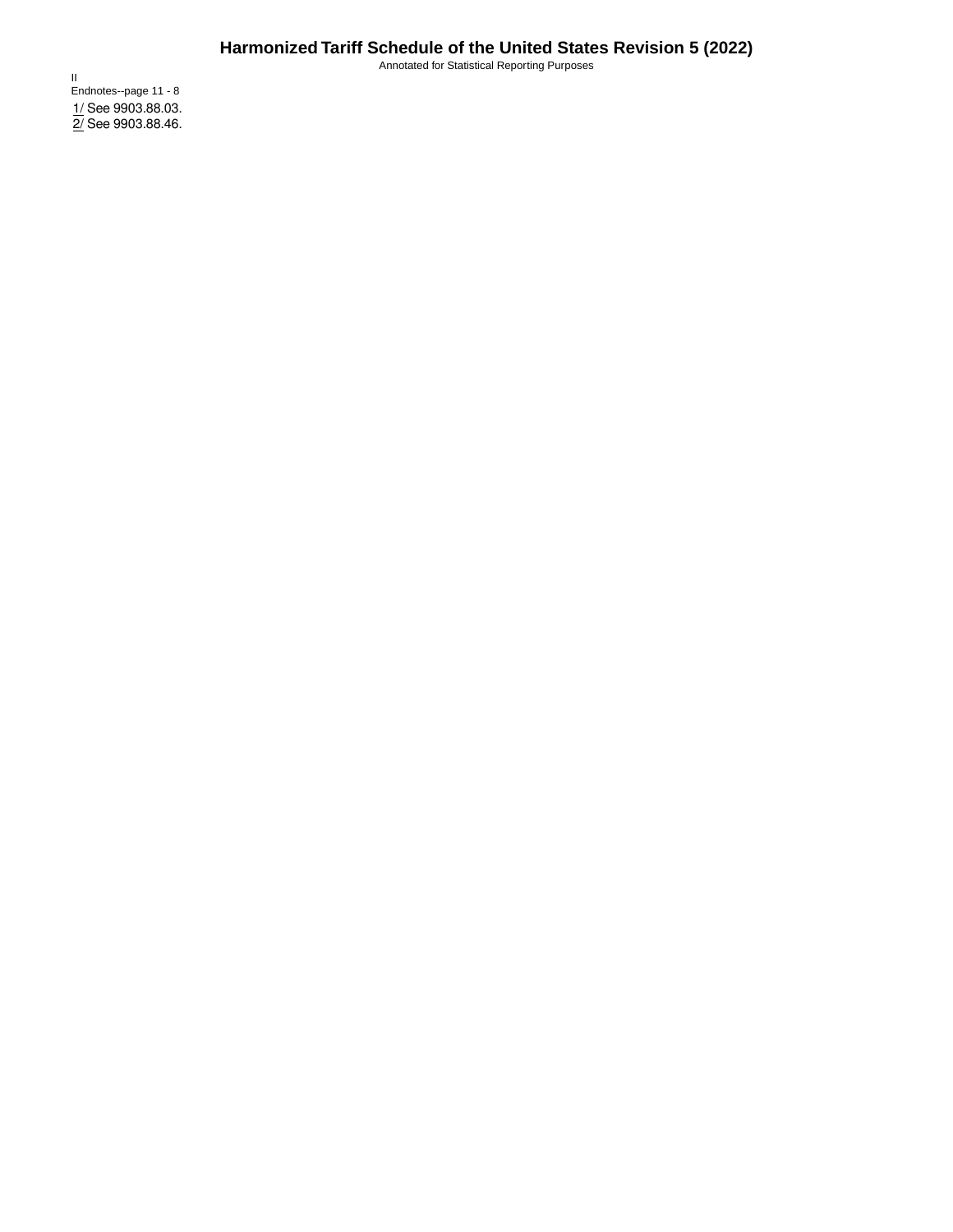1/ See 9903.88.03.

2/ See 9903.88.46.